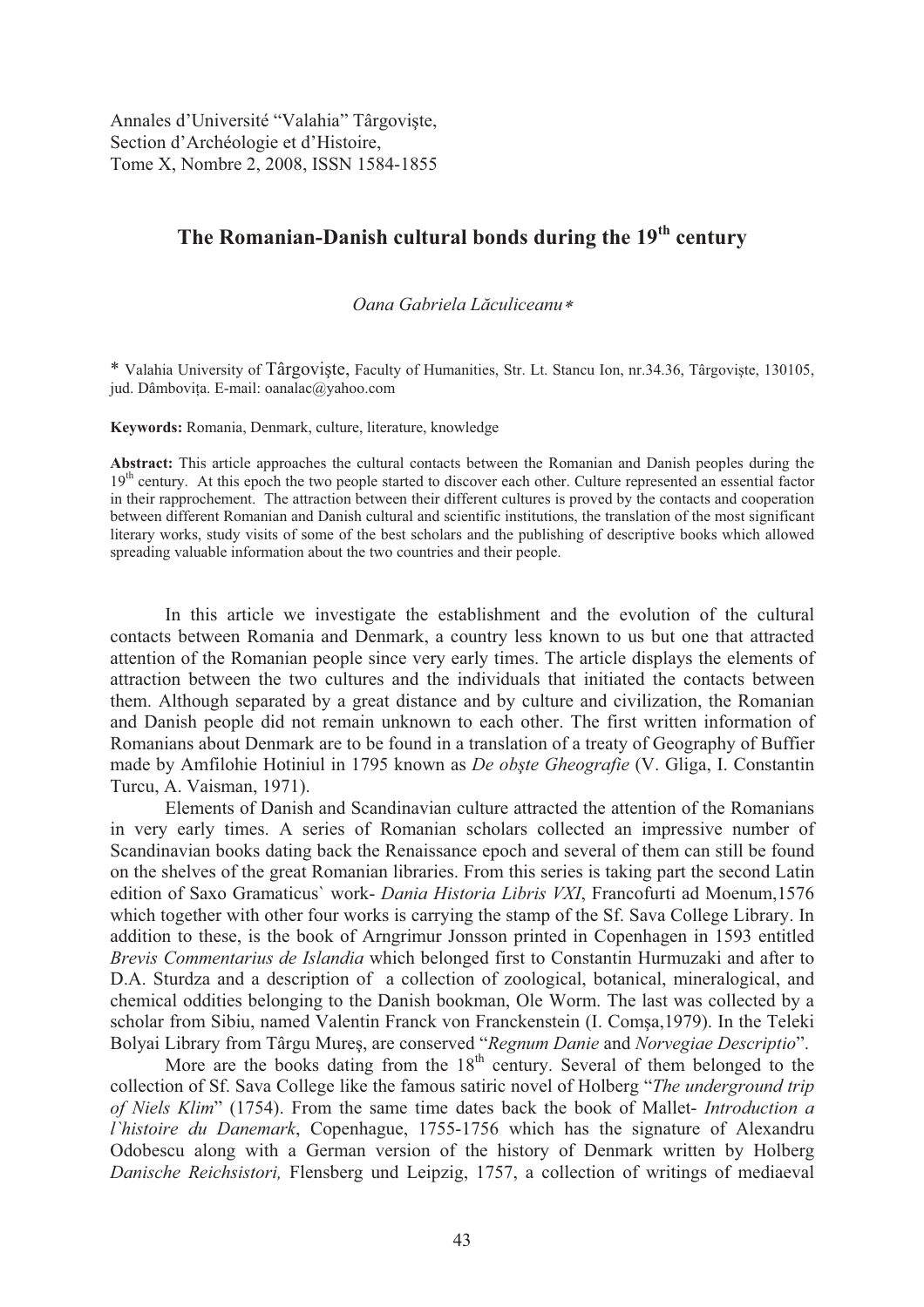Annales d'Université "Valahia" Târgovişte,
Section d'Archéologie et d'Histoire,
Tome X, Nombre 2, 2008, ISSN 1584-1855

# The Romanian-Danish cultural bonds during the 19th century

*Oana Gabriela Lăculiceanu**

\* Valahia University of Târgovişte, Faculty of Humanities, Str. Lt. Stancu Ion, nr.34.36, Târgovişte, 130105, jud. Dâmboviţa. E-mail: oanalac@yahoo.com

**Keywords:** Romania, Denmark, culture, literature, knowledge

**Abstract:** This article approaches the cultural contacts between the Romanian and Danish peoples during the 19th century. At this epoch the two people started to discover each other. Culture represented an essential factor in their rapprochement. The attraction between their different cultures is proved by the contacts and cooperation between different Romanian and Danish cultural and scientific institutions, the translation of the most significant literary works, study visits of some of the best scholars and the publishing of descriptive books which allowed spreading valuable information about the two countries and their people.

In this article we investigate the establishment and the evolution of the cultural contacts between Romania and Denmark, a country less known to us but one that attracted attention of the Romanian people since very early times. The article displays the elements of attraction between the two cultures and the individuals that initiated the contacts between them. Although separated by a great distance and by culture and civilization, the Romanian and Danish people did not remain unknown to each other. The first written information of Romanians about Denmark are to be found in a translation of a treaty of Geography of Buffier made by Amfilohie Hotiniul in 1795 known as *De obşte Gheografie* (V. Gliga, I. Constantin Turcu, A. Vaisman, 1971).

Elements of Danish and Scandinavian culture attracted the attention of the Romanians in very early times. A series of Romanian scholars collected an impressive number of Scandinavian books dating back the Renaissance epoch and several of them can still be found on the shelves of the great Romanian libraries. From this series is taking part the second Latin edition of Saxo Gramaticus` work- *Dania Historia Libris VXI*, Francofurti ad Moenum,1576 which together with other four works is carrying the stamp of the Sf. Sava College Library. In addition to these, is the book of Arngrimur Jonsson printed in Copenhagen in 1593 entitled *Brevis Commentarius de Islandia* which belonged first to Constantin Hurmuzaki and after to D.A. Sturdza and a description of a collection of zoological, botanical, mineralogical, and chemical oddities belonging to the Danish bookman, Ole Worm. The last was collected by a scholar from Sibiu, named Valentin Franck von Franckenstein (I. Comşa,1979). In the Teleki Bolyai Library from Târgu Mureş, are conserved "*Regnum Danie* and *Norvegiae Descriptio*".

More are the books dating from the 18th century. Several of them belonged to the collection of Sf. Sava College like the famous satiric novel of Holberg "*The underground trip of Niels Klim*" (1754). From the same time dates back the book of Mallet- *Introduction a l`histoire du Danemark*, Copenhague, 1755-1756 which has the signature of Alexandru Odobescu along with a German version of the history of Denmark written by Holberg *Danische Reichsistori,* Flensberg und Leipzig, 1757, a collection of writings of mediaeval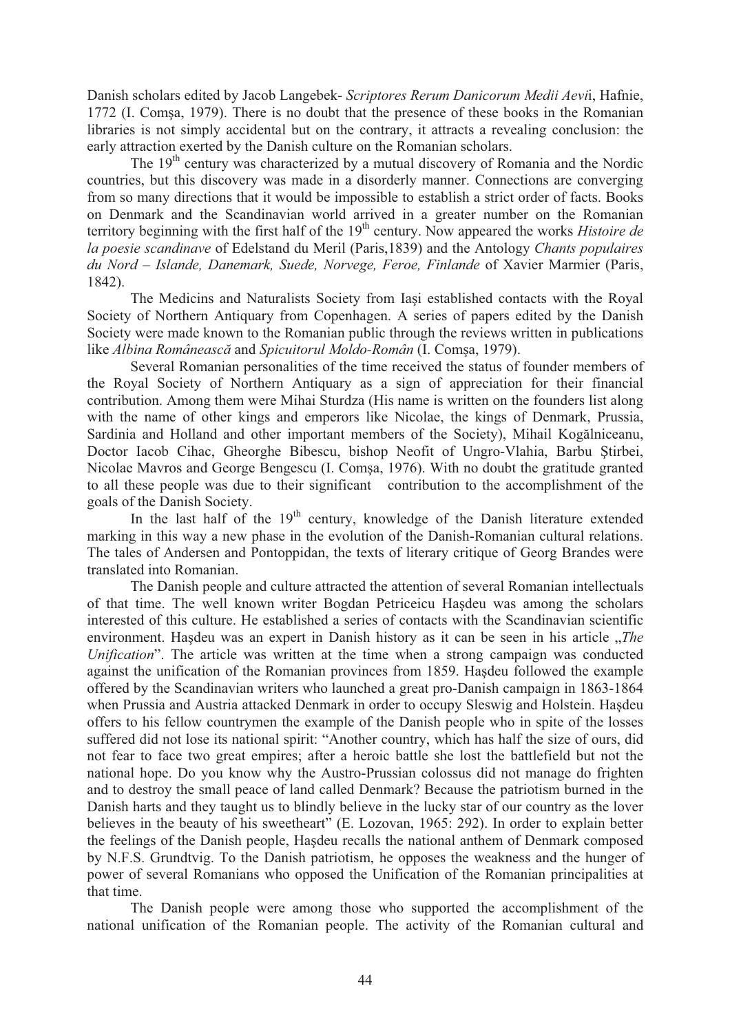Danish scholars edited by Jacob Langebek- *Scriptores Rerum Danicorum Medii Aevi*i, Hafnie, 1772 (I. Comşa, 1979). There is no doubt that the presence of these books in the Romanian libraries is not simply accidental but on the contrary, it attracts a revealing conclusion: the early attraction exerted by the Danish culture on the Romanian scholars.

The 19th century was characterized by a mutual discovery of Romania and the Nordic countries, but this discovery was made in a disorderly manner. Connections are converging from so many directions that it would be impossible to establish a strict order of facts. Books on Denmark and the Scandinavian world arrived in a greater number on the Romanian territory beginning with the first half of the 19th century. Now appeared the works *Histoire de la poesie scandinave* of Edelstand du Meril (Paris,1839) and the Antology *Chants populaires du Nord – Islande, Danemark, Suede, Norvege, Feroe, Finlande* of Xavier Marmier (Paris, 1842).

The Medicins and Naturalists Society from Iaşi established contacts with the Royal Society of Northern Antiquary from Copenhagen. A series of papers edited by the Danish Society were made known to the Romanian public through the reviews written in publications like *Albina Românească* and *Spicuitorul Moldo-Român* (I. Comşa, 1979).

Several Romanian personalities of the time received the status of founder members of the Royal Society of Northern Antiquary as a sign of appreciation for their financial contribution. Among them were Mihai Sturdza (His name is written on the founders list along with the name of other kings and emperors like Nicolae, the kings of Denmark, Prussia, Sardinia and Holland and other important members of the Society), Mihail Kogălniceanu, Doctor Iacob Cihac, Gheorghe Bibescu, bishop Neofit of Ungro-Vlahia, Barbu Ştirbei, Nicolae Mavros and George Bengescu (I. Comşa, 1976). With no doubt the gratitude granted to all these people was due to their significant contribution to the accomplishment of the goals of the Danish Society.

In the last half of the 19th century, knowledge of the Danish literature extended marking in this way a new phase in the evolution of the Danish-Romanian cultural relations. The tales of Andersen and Pontoppidan, the texts of literary critique of Georg Brandes were translated into Romanian.

The Danish people and culture attracted the attention of several Romanian intellectuals of that time. The well known writer Bogdan Petriceicu Haşdeu was among the scholars interested of this culture. He established a series of contacts with the Scandinavian scientific environment. Haşdeu was an expert in Danish history as it can be seen in his article „*The Unification*". The article was written at the time when a strong campaign was conducted against the unification of the Romanian provinces from 1859. Haşdeu followed the example offered by the Scandinavian writers who launched a great pro-Danish campaign in 1863-1864 when Prussia and Austria attacked Denmark in order to occupy Sleswig and Holstein. Haşdeu offers to his fellow countrymen the example of the Danish people who in spite of the losses suffered did not lose its national spirit: "Another country, which has half the size of ours, did not fear to face two great empires; after a heroic battle she lost the battlefield but not the national hope. Do you know why the Austro-Prussian colossus did not manage do frighten and to destroy the small peace of land called Denmark? Because the patriotism burned in the Danish harts and they taught us to blindly believe in the lucky star of our country as the lover believes in the beauty of his sweetheart" (E. Lozovan, 1965: 292). In order to explain better the feelings of the Danish people, Haşdeu recalls the national anthem of Denmark composed by N.F.S. Grundtvig. To the Danish patriotism, he opposes the weakness and the hunger of power of several Romanians who opposed the Unification of the Romanian principalities at that time.

The Danish people were among those who supported the accomplishment of the national unification of the Romanian people. The activity of the Romanian cultural and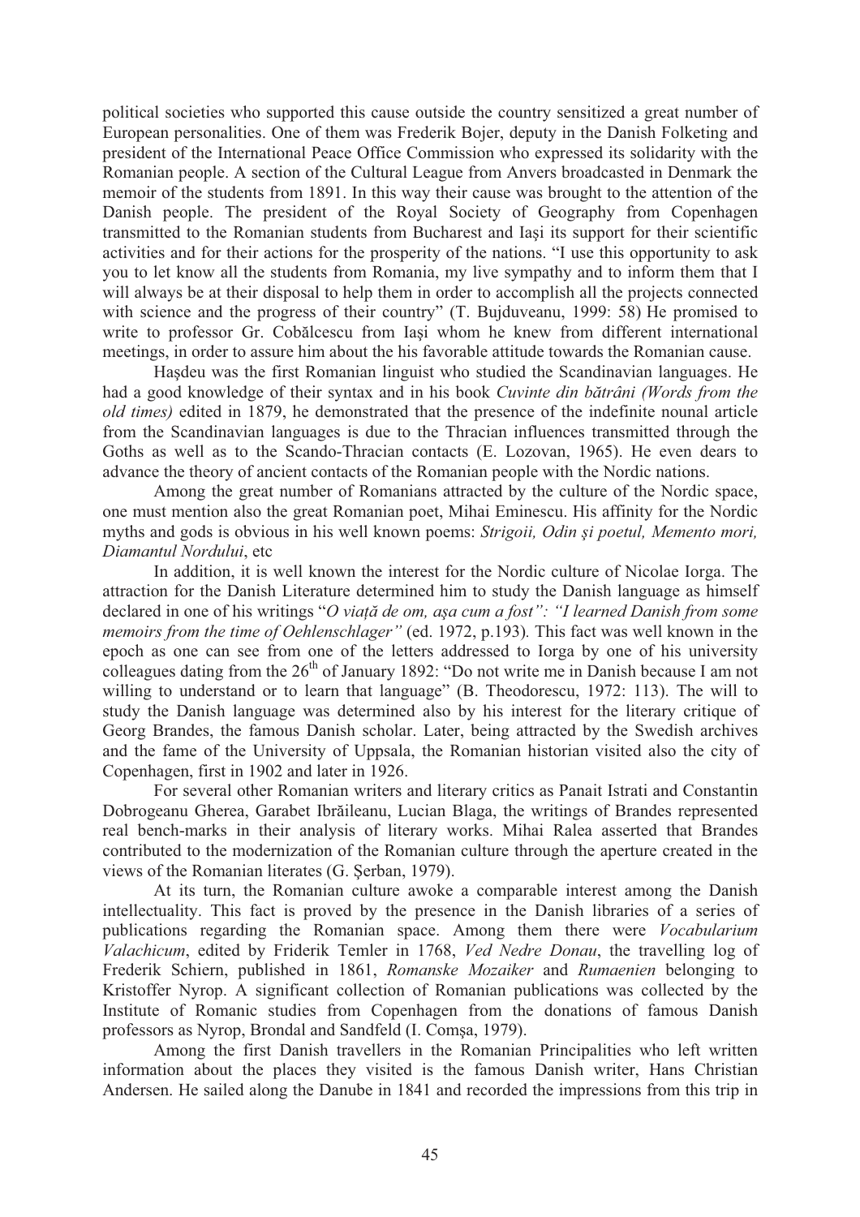political societies who supported this cause outside the country sensitized a great number of European personalities. One of them was Frederik Bojer, deputy in the Danish Folketing and president of the International Peace Office Commission who expressed its solidarity with the Romanian people. A section of the Cultural League from Anvers broadcasted in Denmark the memoir of the students from 1891. In this way their cause was brought to the attention of the Danish people. The president of the Royal Society of Geography from Copenhagen transmitted to the Romanian students from Bucharest and Iaşi its support for their scientific activities and for their actions for the prosperity of the nations. "I use this opportunity to ask you to let know all the students from Romania, my live sympathy and to inform them that I will always be at their disposal to help them in order to accomplish all the projects connected with science and the progress of their country" (T. Bujduveanu, 1999: 58) He promised to write to professor Gr. Cobălcescu from Iaşi whom he knew from different international meetings, in order to assure him about the his favorable attitude towards the Romanian cause.

Haşdeu was the first Romanian linguist who studied the Scandinavian languages. He had a good knowledge of their syntax and in his book *Cuvinte din bătrâni (Words from the old times)* edited in 1879, he demonstrated that the presence of the indefinite nounal article from the Scandinavian languages is due to the Thracian influences transmitted through the Goths as well as to the Scando-Thracian contacts (E. Lozovan, 1965). He even dears to advance the theory of ancient contacts of the Romanian people with the Nordic nations.

Among the great number of Romanians attracted by the culture of the Nordic space, one must mention also the great Romanian poet, Mihai Eminescu. His affinity for the Nordic myths and gods is obvious in his well known poems: *Strigoii, Odin şi poetul, Memento mori, Diamantul Nordului*, etc

In addition, it is well known the interest for the Nordic culture of Nicolae Iorga. The attraction for the Danish Literature determined him to study the Danish language as himself declared in one of his writings "*O viaţă de om, aşa cum a fost": "I learned Danish from some memoirs from the time of Oehlenschlager"* (ed. 1972, p.193)*.* This fact was well known in the epoch as one can see from one of the letters addressed to Iorga by one of his university colleagues dating from the 26th of January 1892: "Do not write me in Danish because I am not willing to understand or to learn that language" (B. Theodorescu, 1972: 113). The will to study the Danish language was determined also by his interest for the literary critique of Georg Brandes, the famous Danish scholar. Later, being attracted by the Swedish archives and the fame of the University of Uppsala, the Romanian historian visited also the city of Copenhagen, first in 1902 and later in 1926.

For several other Romanian writers and literary critics as Panait Istrati and Constantin Dobrogeanu Gherea, Garabet Ibrăileanu, Lucian Blaga, the writings of Brandes represented real bench-marks in their analysis of literary works. Mihai Ralea asserted that Brandes contributed to the modernization of the Romanian culture through the aperture created in the views of the Romanian literates (G. Şerban, 1979).

At its turn, the Romanian culture awoke a comparable interest among the Danish intellectuality. This fact is proved by the presence in the Danish libraries of a series of publications regarding the Romanian space. Among them there were *Vocabularium Valachicum*, edited by Friderik Temler in 1768, *Ved Nedre Donau*, the travelling log of Frederik Schiern, published in 1861, *Romanske Mozaiker* and *Rumaenien* belonging to Kristoffer Nyrop. A significant collection of Romanian publications was collected by the Institute of Romanic studies from Copenhagen from the donations of famous Danish professors as Nyrop, Brondal and Sandfeld (I. Comşa, 1979).

Among the first Danish travellers in the Romanian Principalities who left written information about the places they visited is the famous Danish writer, Hans Christian Andersen. He sailed along the Danube in 1841 and recorded the impressions from this trip in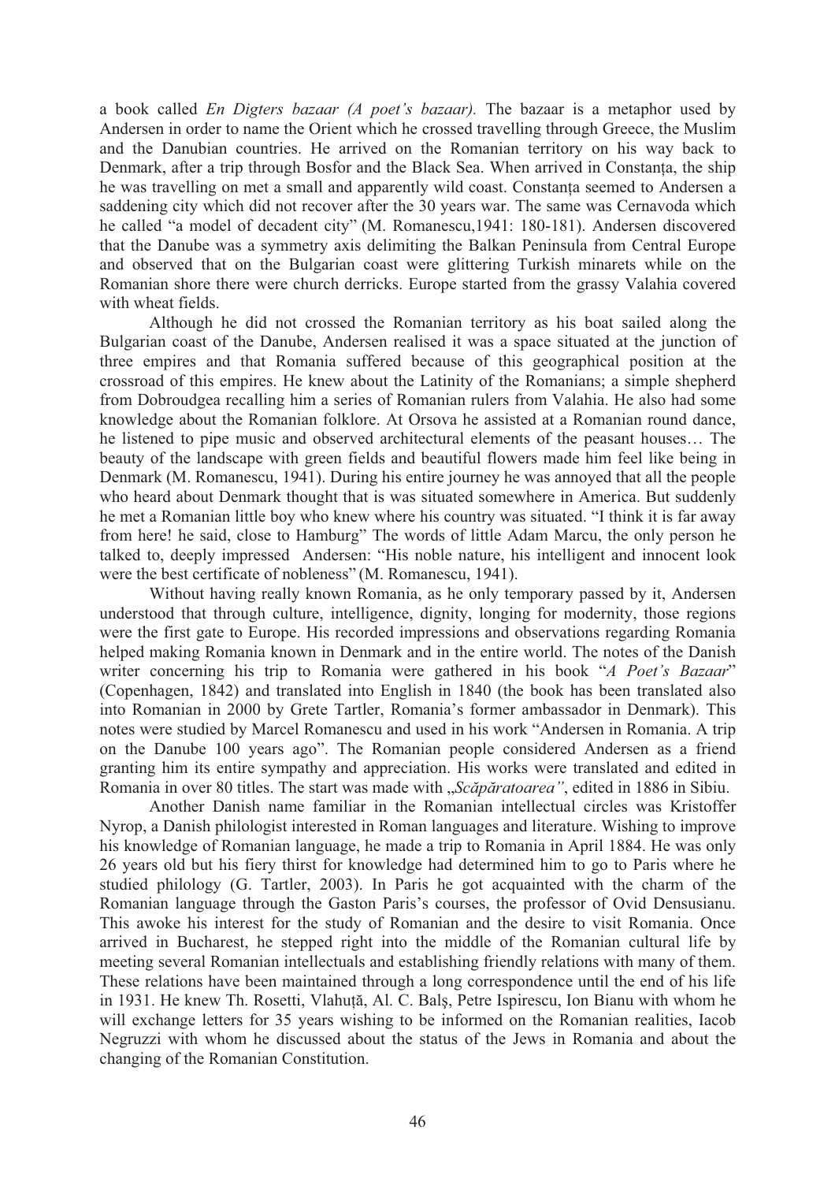a book called *En Digters bazaar (A poet's bazaar).* The bazaar is a metaphor used by Andersen in order to name the Orient which he crossed travelling through Greece, the Muslim and the Danubian countries. He arrived on the Romanian territory on his way back to Denmark, after a trip through Bosfor and the Black Sea. When arrived in Constanța, the ship he was travelling on met a small and apparently wild coast. Constanța seemed to Andersen a saddening city which did not recover after the 30 years war. The same was Cernavoda which he called "a model of decadent city" (M. Romanescu,1941: 180-181). Andersen discovered that the Danube was a symmetry axis delimiting the Balkan Peninsula from Central Europe and observed that on the Bulgarian coast were glittering Turkish minarets while on the Romanian shore there were church derricks. Europe started from the grassy Valahia covered with wheat fields.

Although he did not crossed the Romanian territory as his boat sailed along the Bulgarian coast of the Danube, Andersen realised it was a space situated at the junction of three empires and that Romania suffered because of this geographical position at the crossroad of this empires. He knew about the Latinity of the Romanians; a simple shepherd from Dobroudgea recalling him a series of Romanian rulers from Valahia. He also had some knowledge about the Romanian folklore. At Orsova he assisted at a Romanian round dance, he listened to pipe music and observed architectural elements of the peasant houses… The beauty of the landscape with green fields and beautiful flowers made him feel like being in Denmark (M. Romanescu, 1941). During his entire journey he was annoyed that all the people who heard about Denmark thought that is was situated somewhere in America. But suddenly he met a Romanian little boy who knew where his country was situated. "I think it is far away from here! he said, close to Hamburg" The words of little Adam Marcu, the only person he talked to, deeply impressed Andersen: "His noble nature, his intelligent and innocent look were the best certificate of nobleness" (M. Romanescu, 1941).

Without having really known Romania, as he only temporary passed by it, Andersen understood that through culture, intelligence, dignity, longing for modernity, those regions were the first gate to Europe. His recorded impressions and observations regarding Romania helped making Romania known in Denmark and in the entire world. The notes of the Danish writer concerning his trip to Romania were gathered in his book "*A Poet's Bazaar*" (Copenhagen, 1842) and translated into English in 1840 (the book has been translated also into Romanian in 2000 by Grete Tartler, Romania's former ambassador in Denmark). This notes were studied by Marcel Romanescu and used in his work "Andersen in Romania. A trip on the Danube 100 years ago". The Romanian people considered Andersen as a friend granting him its entire sympathy and appreciation. His works were translated and edited in Romania in over 80 titles. The start was made with „*Scăpăratoarea"*, edited in 1886 in Sibiu.

Another Danish name familiar in the Romanian intellectual circles was Kristoffer Nyrop, a Danish philologist interested in Roman languages and literature. Wishing to improve his knowledge of Romanian language, he made a trip to Romania in April 1884. He was only 26 years old but his fiery thirst for knowledge had determined him to go to Paris where he studied philology (G. Tartler, 2003). In Paris he got acquainted with the charm of the Romanian language through the Gaston Paris's courses, the professor of Ovid Densusianu. This awoke his interest for the study of Romanian and the desire to visit Romania. Once arrived in Bucharest, he stepped right into the middle of the Romanian cultural life by meeting several Romanian intellectuals and establishing friendly relations with many of them. These relations have been maintained through a long correspondence until the end of his life in 1931. He knew Th. Rosetti, Vlahuță, Al. C. Balș, Petre Ispirescu, Ion Bianu with whom he will exchange letters for 35 years wishing to be informed on the Romanian realities, Iacob Negruzzi with whom he discussed about the status of the Jews in Romania and about the changing of the Romanian Constitution.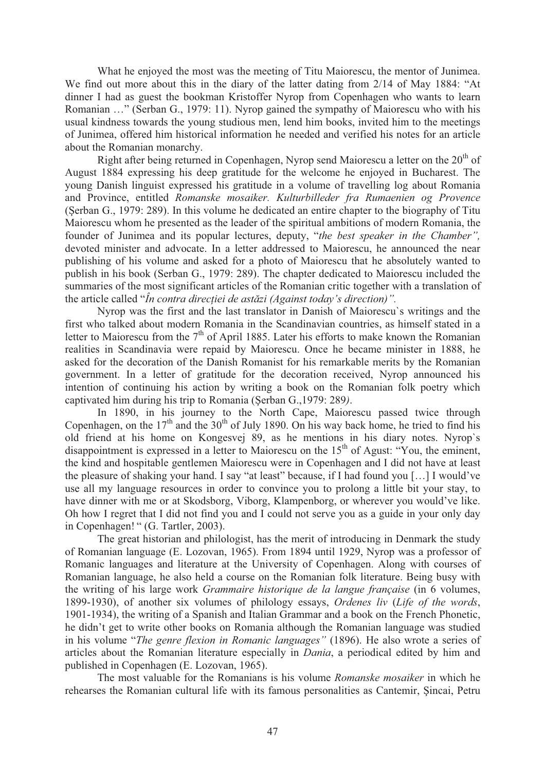What he enjoyed the most was the meeting of Titu Maiorescu, the mentor of Junimea. We find out more about this in the diary of the latter dating from 2/14 of May 1884: "At dinner I had as guest the bookman Kristoffer Nyrop from Copenhagen who wants to learn Romanian …" (Serban G., 1979: 11). Nyrop gained the sympathy of Maiorescu who with his usual kindness towards the young studious men, lend him books, invited him to the meetings of Junimea, offered him historical information he needed and verified his notes for an article about the Romanian monarchy.

Right after being returned in Copenhagen, Nyrop send Maiorescu a letter on the 20th of August 1884 expressing his deep gratitude for the welcome he enjoyed in Bucharest. The young Danish linguist expressed his gratitude in a volume of travelling log about Romania and Province, entitled *Romanske mosaiker. Kulturbilleder fra Rumaenien og Provence* (Şerban G., 1979: 289). In this volume he dedicated an entire chapter to the biography of Titu Maiorescu whom he presented as the leader of the spiritual ambitions of modern Romania, the founder of Junimea and its popular lectures, deputy, "*the best speaker in the Chamber",* devoted minister and advocate. In a letter addressed to Maiorescu, he announced the near publishing of his volume and asked for a photo of Maiorescu that he absolutely wanted to publish in his book (Serban G., 1979: 289). The chapter dedicated to Maiorescu included the summaries of the most significant articles of the Romanian critic together with a translation of the article called "*În contra direcției de astăzi (Against today's direction)".*

Nyrop was the first and the last translator in Danish of Maiorescu`s writings and the first who talked about modern Romania in the Scandinavian countries, as himself stated in a letter to Maiorescu from the 7th of April 1885. Later his efforts to make known the Romanian realities in Scandinavia were repaid by Maiorescu. Once he became minister in 1888, he asked for the decoration of the Danish Romanist for his remarkable merits by the Romanian government. In a letter of gratitude for the decoration received, Nyrop announced his intention of continuing his action by writing a book on the Romanian folk poetry which captivated him during his trip to Romania (Şerban G.,1979: 289*)*.

In 1890, in his journey to the North Cape, Maiorescu passed twice through Copenhagen, on the 17th and the 30th of July 1890. On his way back home, he tried to find his old friend at his home on Kongesvej 89, as he mentions in his diary notes. Nyrop`s disappointment is expressed in a letter to Maiorescu on the 15th of Agust: "You, the eminent, the kind and hospitable gentlemen Maiorescu were in Copenhagen and I did not have at least the pleasure of shaking your hand. I say "at least" because, if I had found you […] I would've use all my language resources in order to convince you to prolong a little bit your stay, to have dinner with me or at Skodsborg, Viborg, Klampenborg, or wherever you would've like. Oh how I regret that I did not find you and I could not serve you as a guide in your only day in Copenhagen! " (G. Tartler, 2003).

The great historian and philologist, has the merit of introducing in Denmark the study of Romanian language (E. Lozovan, 1965). From 1894 until 1929, Nyrop was a professor of Romanic languages and literature at the University of Copenhagen. Along with courses of Romanian language, he also held a course on the Romanian folk literature. Being busy with the writing of his large work *Grammaire historique de la langue française* (in 6 volumes, 1899-1930), of another six volumes of philology essays, *Ordenes liv* (*Life of the words*, 1901-1934), the writing of a Spanish and Italian Grammar and a book on the French Phonetic, he didn't get to write other books on Romania although the Romanian language was studied in his volume "*The genre flexion in Romanic languages"* (1896). He also wrote a series of articles about the Romanian literature especially in *Dania*, a periodical edited by him and published in Copenhagen (E. Lozovan, 1965).

The most valuable for the Romanians is his volume *Romanske mosaiker* in which he rehearses the Romanian cultural life with its famous personalities as Cantemir, Şincai, Petru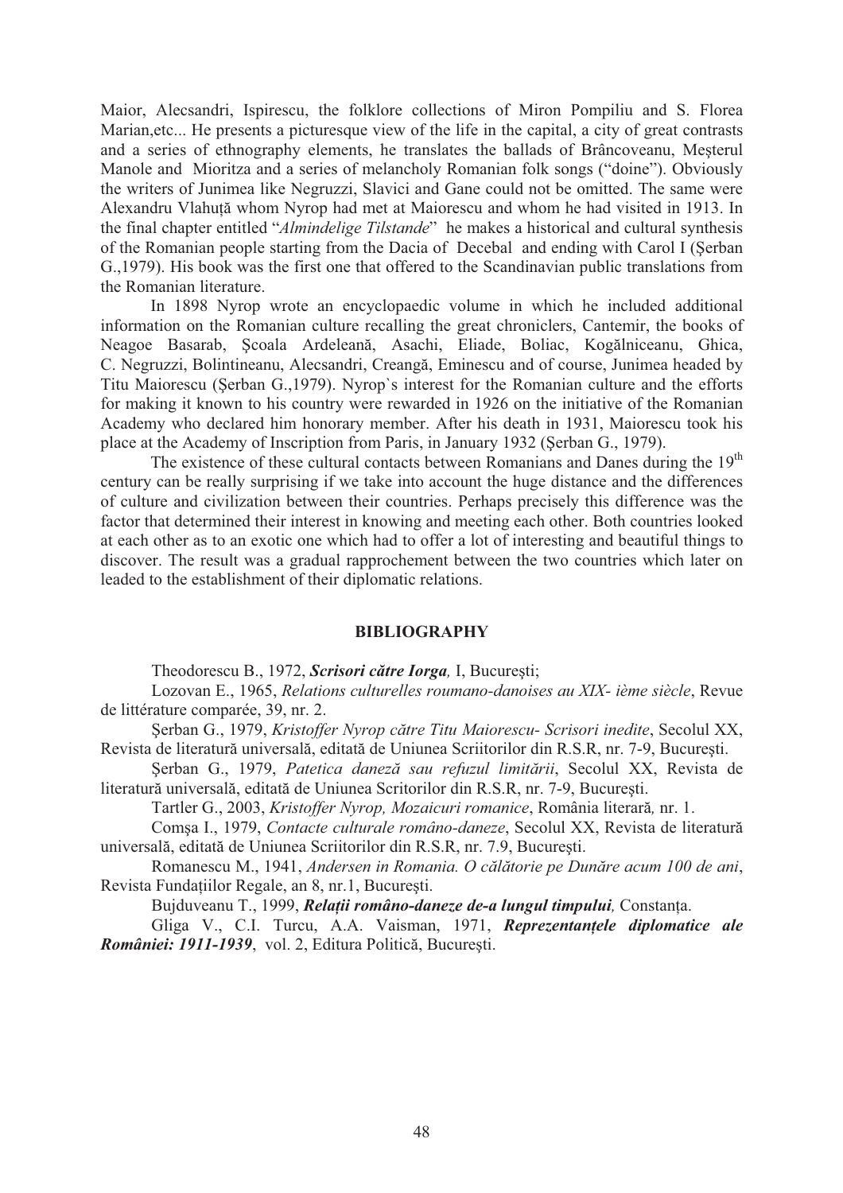Maior, Alecsandri, Ispirescu, the folklore collections of Miron Pompiliu and S. Florea Marian,etc... He presents a picturesque view of the life in the capital, a city of great contrasts and a series of ethnography elements, he translates the ballads of Brâncoveanu, Meşterul Manole and Mioritza and a series of melancholy Romanian folk songs ("doine"). Obviously the writers of Junimea like Negruzzi, Slavici and Gane could not be omitted. The same were Alexandru Vlahuţă whom Nyrop had met at Maiorescu and whom he had visited in 1913. In the final chapter entitled "*Almindelige Tilstande*" he makes a historical and cultural synthesis of the Romanian people starting from the Dacia of Decebal and ending with Carol I (Şerban G.,1979). His book was the first one that offered to the Scandinavian public translations from the Romanian literature.

In 1898 Nyrop wrote an encyclopaedic volume in which he included additional information on the Romanian culture recalling the great chroniclers, Cantemir, the books of Neagoe Basarab, Şcoala Ardeleană, Asachi, Eliade, Boliac, Kogălniceanu, Ghica, C. Negruzzi, Bolintineanu, Alecsandri, Creangă, Eminescu and of course, Junimea headed by Titu Maiorescu (Şerban G.,1979). Nyrop`s interest for the Romanian culture and the efforts for making it known to his country were rewarded in 1926 on the initiative of the Romanian Academy who declared him honorary member. After his death in 1931, Maiorescu took his place at the Academy of Inscription from Paris, in January 1932 (Şerban G., 1979).

The existence of these cultural contacts between Romanians and Danes during the 19th century can be really surprising if we take into account the huge distance and the differences of culture and civilization between their countries. Perhaps precisely this difference was the factor that determined their interest in knowing and meeting each other. Both countries looked at each other as to an exotic one which had to offer a lot of interesting and beautiful things to discover. The result was a gradual rapprochement between the two countries which later on leaded to the establishment of their diplomatic relations.

## BIBLIOGRAPHY

Theodorescu B., 1972, ***Scrisori către Iorga**,* I, Bucureşti;

Lozovan E., 1965, *Relations culturelles roumano-danoises au XIX- ième siècle*, Revue de littérature comparée, 39, nr. 2.

Şerban G., 1979, *Kristoffer Nyrop către Titu Maiorescu- Scrisori inedite*, Secolul XX, Revista de literatură universală, editată de Uniunea Scriitorilor din R.S.R, nr. 7-9, Bucureşti.

Şerban G., 1979, *Patetica daneză sau refuzul limitării*, Secolul XX, Revista de literatură universală, editată de Uniunea Scritorilor din R.S.R, nr. 7-9, Bucureşti.

Tartler G., 2003, *Kristoffer Nyrop, Mozaicuri romanice*, România literară*,* nr. 1.

Comşa I., 1979, *Contacte culturale româno-daneze*, Secolul XX, Revista de literatură universală, editată de Uniunea Scriitorilor din R.S.R, nr. 7.9, Bucureşti.

Romanescu M., 1941, *Andersen in Romania. O călătorie pe Dunăre acum 100 de ani*, Revista Fundaţiilor Regale, an 8, nr.1, Bucureşti.

Bujduveanu T., 1999, ***Relaţii româno-daneze de-a lungul timpului**,* Constanţa.

Gliga V., C.I. Turcu, A.A. Vaisman, 1971, ***Reprezentanţele diplomatice ale României: 1911-1939***, vol. 2, Editura Politică, Bucureşti.